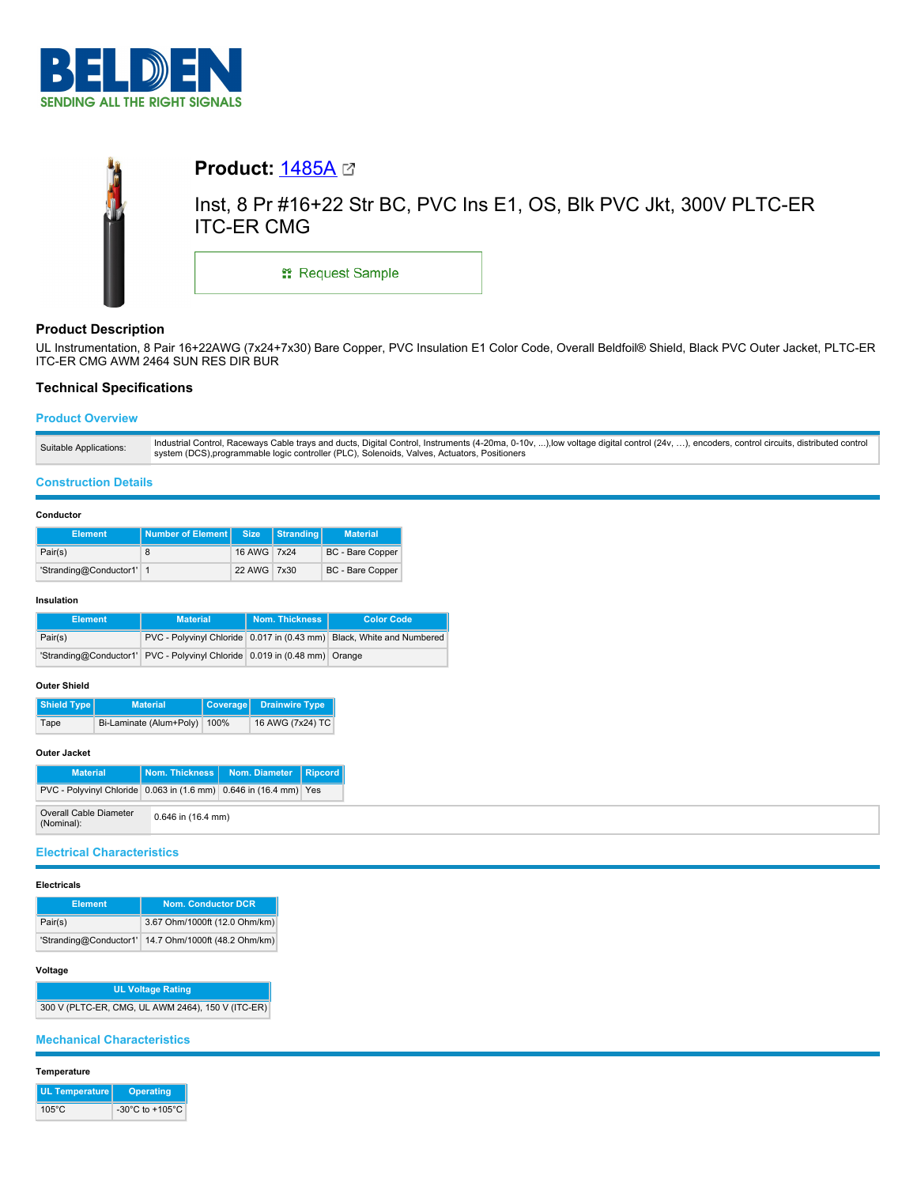# Product: 1485A

Inst, 8 Pr #16+22 Str BC, PVC Ins E1, OS, Blk PVC Jkt, 300V PLTC-ER ITC-ER CMG

Request Sample

## Product Description

UL Instrumentation, 8 Pair 16+22AWG (7x24+7x30) Bare Copper, PVC Insulation E1 Color Code, Overall Beldfoil® Shield, Black PVC Outer Jacket, PLTC-ER ITC-ER CMG AWM 2464 SUN RES DIR BUR

## Technical Specifications

### Product Overview

| | |
|---|---|
| Suitable Applications: | Industrial Control, Raceways Cable trays and ducts, Digital Control, Instruments (4-20ma, 0-10v, ...),low voltage digital control (24v, …), encoders, control circuits, distributed control system (DCS),programmable logic controller (PLC), Solenoids, Valves, Actuators, Positioners |

### Construction Details

#### Conductor

| Element | Number of Element | Size | Stranding | Material |
|---|---|---|---|---|
| Pair(s) | 8 | 16 AWG | 7x24 | BC - Bare Copper |
| 'Stranding@Conductor1' | 1 | 22 AWG | 7x30 | BC - Bare Copper |

#### Insulation

| Element | Material | Nom. Thickness | Color Code |
|---|---|---|---|
| Pair(s) | PVC - Polyvinyl Chloride | 0.017 in (0.43 mm) | Black, White and Numbered |
| 'Stranding@Conductor1' | PVC - Polyvinyl Chloride | 0.019 in (0.48 mm) | Orange |

#### Outer Shield

| Shield Type | Material | Coverage | Drainwire Type |
|---|---|---|---|
| Tape | Bi-Laminate (Alum+Poly) | 100% | 16 AWG (7x24) TC |

#### Outer Jacket

| Material | Nom. Thickness | Nom. Diameter | Ripcord |
|---|---|---|---|
| PVC - Polyvinyl Chloride | 0.063 in (1.6 mm) | 0.646 in (16.4 mm) | Yes |

| | |
|---|---|
| Overall Cable Diameter (Nominal): | 0.646 in (16.4 mm) |

### Electrical Characteristics

#### Electricals

| Element | Nom. Conductor DCR |
|---|---|
| Pair(s) | 3.67 Ohm/1000ft (12.0 Ohm/km) |
| 'Stranding@Conductor1' | 14.7 Ohm/1000ft (48.2 Ohm/km) |

#### Voltage

| UL Voltage Rating |
|---|
| 300 V (PLTC-ER, CMG, UL AWM 2464), 150 V (ITC-ER) |

### Mechanical Characteristics

#### Temperature

| UL Temperature | Operating |
|---|---|
| 105°C | -30°C to +105°C |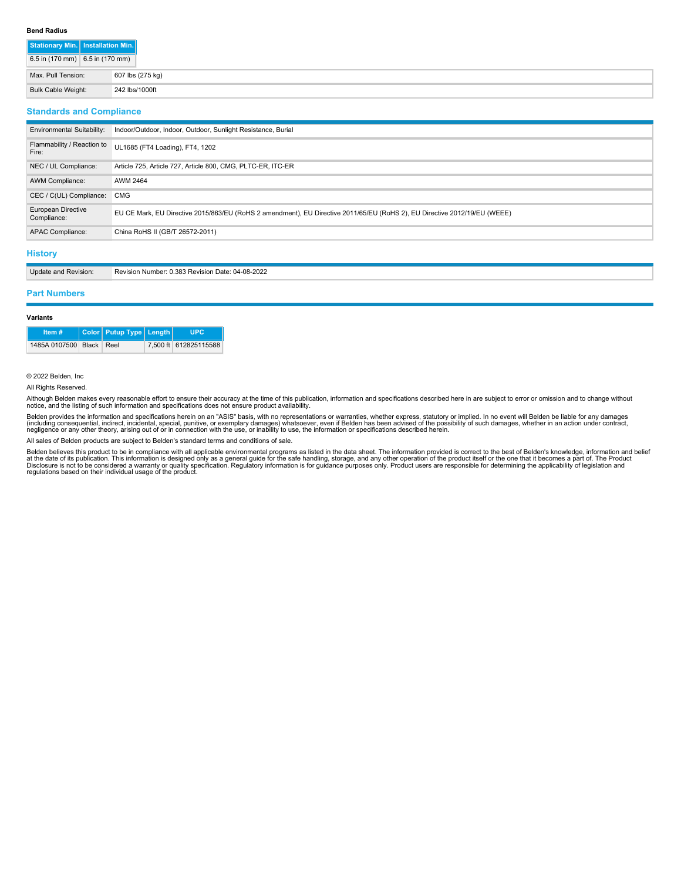**Bend Radius**

| Stationary Min. | Installation Min. |
|---|---|
| 6.5 in (170 mm) | 6.5 in (170 mm) |

| | |
|---|---|
| Max. Pull Tension: | 607 lbs (275 kg) |
| Bulk Cable Weight: | 242 lbs/1000ft |

## Standards and Compliance

| | |
|---|---|
| Environmental Suitability: | Indoor/Outdoor, Indoor, Outdoor, Sunlight Resistance, Burial |
| Flammability / Reaction to Fire: | UL1685 (FT4 Loading), FT4, 1202 |
| NEC / UL Compliance: | Article 725, Article 727, Article 800, CMG, PLTC-ER, ITC-ER |
| AWM Compliance: | AWM 2464 |
| CEC / C(UL) Compliance: | CMG |
| European Directive Compliance: | EU CE Mark, EU Directive 2015/863/EU (RoHS 2 amendment), EU Directive 2011/65/EU (RoHS 2), EU Directive 2012/19/EU (WEEE) |
| APAC Compliance: | China RoHS II (GB/T 26572-2011) |

## History

| | |
|---|---|
| Update and Revision: | Revision Number: 0.383 Revision Date: 04-08-2022 |

## Part Numbers

**Variants**

| Item # | Color | Putup Type | Length | UPC |
|---|---|---|---|---|
| 1485A 0107500 | Black | Reel | 7,500 ft | 612825115588 |

© 2022 Belden, Inc

All Rights Reserved.

Although Belden makes every reasonable effort to ensure their accuracy at the time of this publication, information and specifications described here in are subject to error or omission and to change without notice, and the listing of such information and specifications does not ensure product availability.

Belden provides the information and specifications herein on an "ASIS" basis, with no representations or warranties, whether express, statutory or implied. In no event will Belden be liable for any damages (including consequential, indirect, incidental, special, punitive, or exemplary damages) whatsoever, even if Belden has been advised of the possibility of such damages, whether in an action under contract, negligence or any other theory, arising out of or in connection with the use, or inability to use, the information or specifications described herein.

All sales of Belden products are subject to Belden's standard terms and conditions of sale.

Belden believes this product to be in compliance with all applicable environmental programs as listed in the data sheet. The information provided is correct to the best of Belden's knowledge, information and belief at the date of its publication. This information is designed only as a general guide for the safe handling, storage, and any other operation of the product itself or the one that it becomes a part of. The Product Disclosure is not to be considered a warranty or quality specification. Regulatory information is for guidance purposes only. Product users are responsible for determining the applicability of legislation and regulations based on their individual usage of the product.